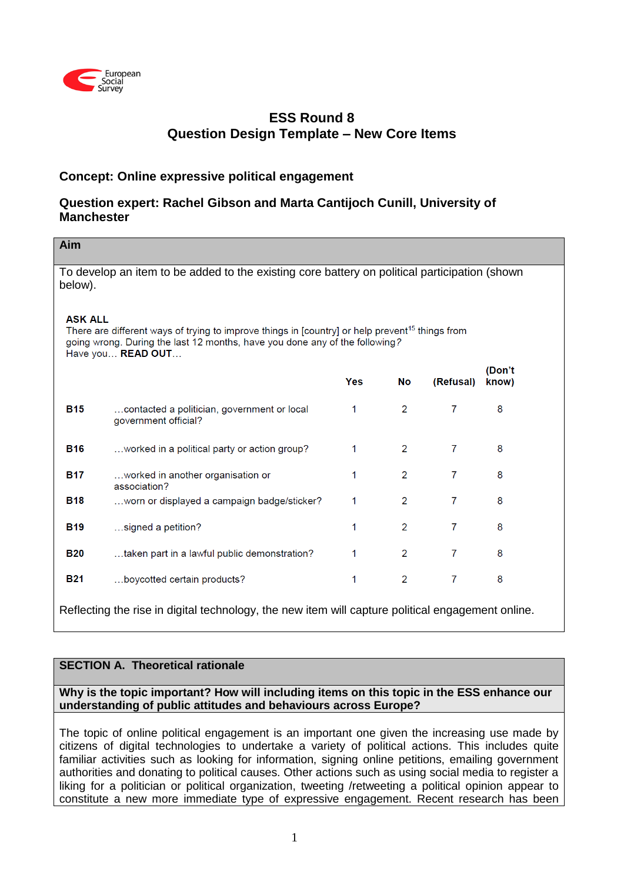European Social Survey

# ESS Round 8
# Question Design Template – New Core Items

## Concept: Online expressive political engagement

## Question expert: Rachel Gibson and Marta Cantijoch Cunill, University of Manchester

### Aim

To develop an item to be added to the existing core battery on political participation (shown below).

**ASK ALL**
There are different ways of trying to improve things in [country] or help prevent[15] things from going wrong. During the last 12 months, have you done any of the following?
Have you… **READ OUT**…

| | | Yes | No | (Refusal) | (Don't know) |
|---|---|---|---|---|---|
| **B15** | …contacted a politician, government or local government official? | 1 | 2 | 7 | 8 |
| **B16** | …worked in a political party or action group? | 1 | 2 | 7 | 8 |
| **B17** | …worked in another organisation or association? | 1 | 2 | 7 | 8 |
| **B18** | …worn or displayed a campaign badge/sticker? | 1 | 2 | 7 | 8 |
| **B19** | …signed a petition? | 1 | 2 | 7 | 8 |
| **B20** | …taken part in a lawful public demonstration? | 1 | 2 | 7 | 8 |
| **B21** | …boycotted certain products? | 1 | 2 | 7 | 8 |

Reflecting the rise in digital technology, the new item will capture political engagement online.

### SECTION A. Theoretical rationale

**Why is the topic important? How will including items on this topic in the ESS enhance our understanding of public attitudes and behaviours across Europe?**

The topic of online political engagement is an important one given the increasing use made by citizens of digital technologies to undertake a variety of political actions. This includes quite familiar activities such as looking for information, signing online petitions, emailing government authorities and donating to political causes. Other actions such as using social media to register a liking for a politician or political organization, tweeting /retweeting a political opinion appear to constitute a new more immediate type of expressive engagement. Recent research has been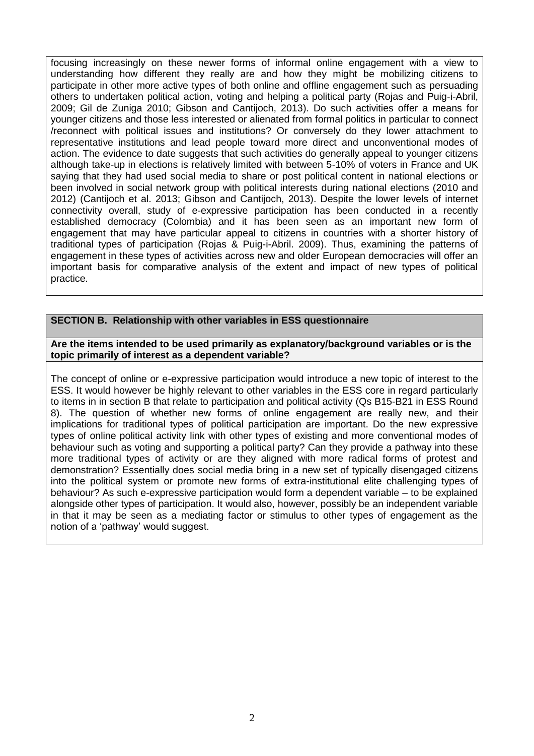focusing increasingly on these newer forms of informal online engagement with a view to understanding how different they really are and how they might be mobilizing citizens to participate in other more active types of both online and offline engagement such as persuading others to undertaken political action, voting and helping a political party (Rojas and Puig-i-Abril, 2009; Gil de Zuniga 2010; Gibson and Cantijoch, 2013). Do such activities offer a means for younger citizens and those less interested or alienated from formal politics in particular to connect /reconnect with political issues and institutions? Or conversely do they lower attachment to representative institutions and lead people toward more direct and unconventional modes of action. The evidence to date suggests that such activities do generally appeal to younger citizens although take-up in elections is relatively limited with between 5-10% of voters in France and UK saying that they had used social media to share or post political content in national elections or been involved in social network group with political interests during national elections (2010 and 2012) (Cantijoch et al. 2013; Gibson and Cantijoch, 2013). Despite the lower levels of internet connectivity overall, study of e-expressive participation has been conducted in a recently established democracy (Colombia) and it has been seen as an important new form of engagement that may have particular appeal to citizens in countries with a shorter history of traditional types of participation (Rojas & Puig-i-Abril. 2009). Thus, examining the patterns of engagement in these types of activities across new and older European democracies will offer an important basis for comparative analysis of the extent and impact of new types of political practice.

## SECTION B. Relationship with other variables in ESS questionnaire

**Are the items intended to be used primarily as explanatory/background variables or is the topic primarily of interest as a dependent variable?**

The concept of online or e-expressive participation would introduce a new topic of interest to the ESS. It would however be highly relevant to other variables in the ESS core in regard particularly to items in in section B that relate to participation and political activity (Qs B15-B21 in ESS Round 8). The question of whether new forms of online engagement are really new, and their implications for traditional types of political participation are important. Do the new expressive types of online political activity link with other types of existing and more conventional modes of behaviour such as voting and supporting a political party? Can they provide a pathway into these more traditional types of activity or are they aligned with more radical forms of protest and demonstration? Essentially does social media bring in a new set of typically disengaged citizens into the political system or promote new forms of extra-institutional elite challenging types of behaviour? As such e-expressive participation would form a dependent variable – to be explained alongside other types of participation. It would also, however, possibly be an independent variable in that it may be seen as a mediating factor or stimulus to other types of engagement as the notion of a 'pathway' would suggest.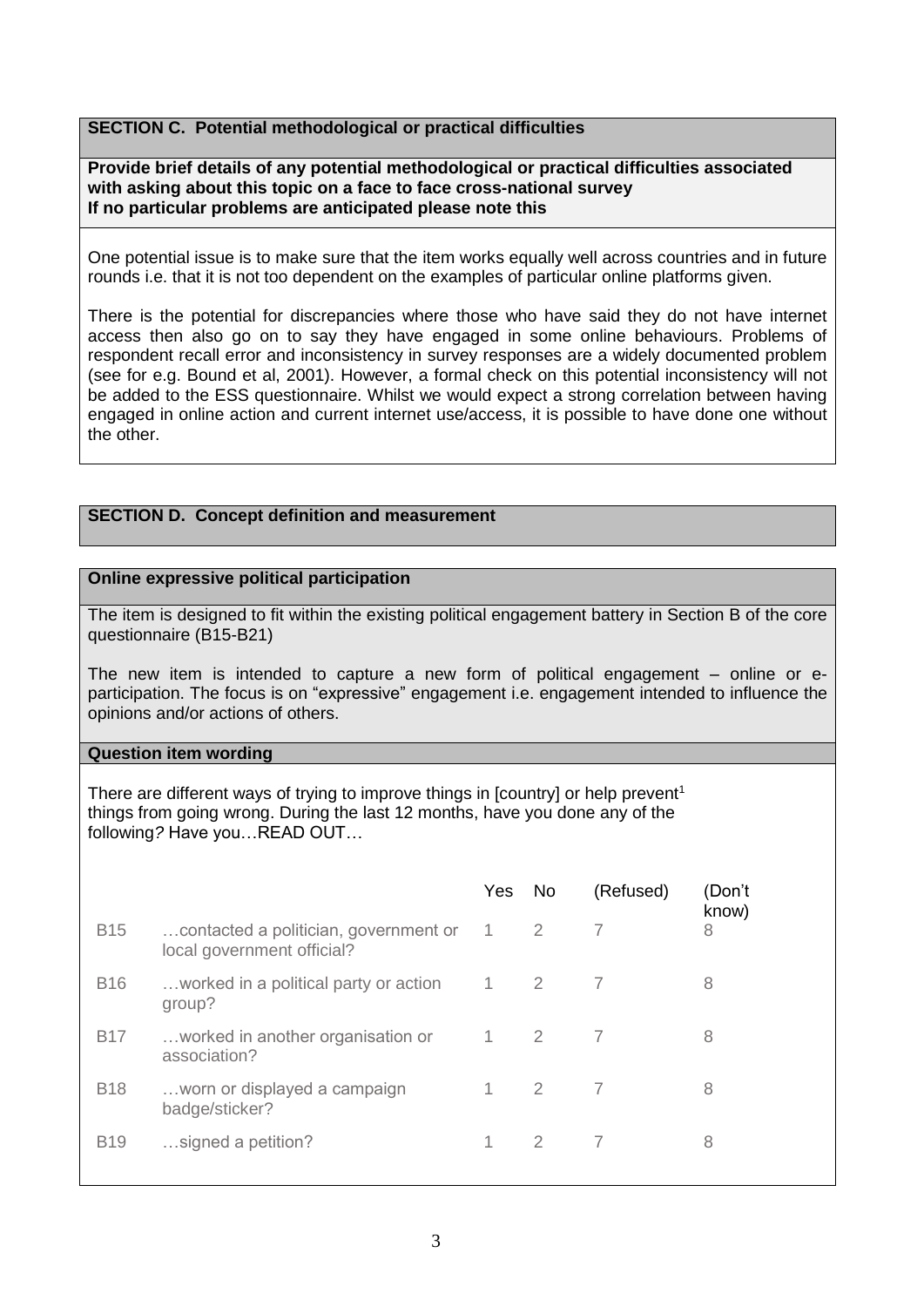## SECTION C. Potential methodological or practical difficulties

**Provide brief details of any potential methodological or practical difficulties associated with asking about this topic on a face to face cross-national survey**
**If no particular problems are anticipated please note this**

One potential issue is to make sure that the item works equally well across countries and in future rounds i.e. that it is not too dependent on the examples of particular online platforms given.

There is the potential for discrepancies where those who have said they do not have internet access then also go on to say they have engaged in some online behaviours. Problems of respondent recall error and inconsistency in survey responses are a widely documented problem (see for e.g. Bound et al, 2001). However, a formal check on this potential inconsistency will not be added to the ESS questionnaire. Whilst we would expect a strong correlation between having engaged in online action and current internet use/access, it is possible to have done one without the other.

## SECTION D. Concept definition and measurement

### Online expressive political participation

The item is designed to fit within the existing political engagement battery in Section B of the core questionnaire (B15-B21)

The new item is intended to capture a new form of political engagement – online or e-participation. The focus is on "expressive" engagement i.e. engagement intended to influence the opinions and/or actions of others.

### Question item wording

There are different ways of trying to improve things in [country] or help prevent[1] things from going wrong. During the last 12 months, have you done any of the following? Have you…READ OUT…

| | | Yes | No | (Refused) | (Don't know) |
|---|---|---|---|---|---|
| B15 | …contacted a politician, government or local government official? | 1 | 2 | 7 | 8 |
| B16 | …worked in a political party or action group? | 1 | 2 | 7 | 8 |
| B17 | …worked in another organisation or association? | 1 | 2 | 7 | 8 |
| B18 | …worn or displayed a campaign badge/sticker? | 1 | 2 | 7 | 8 |
| B19 | …signed a petition? | 1 | 2 | 7 | 8 |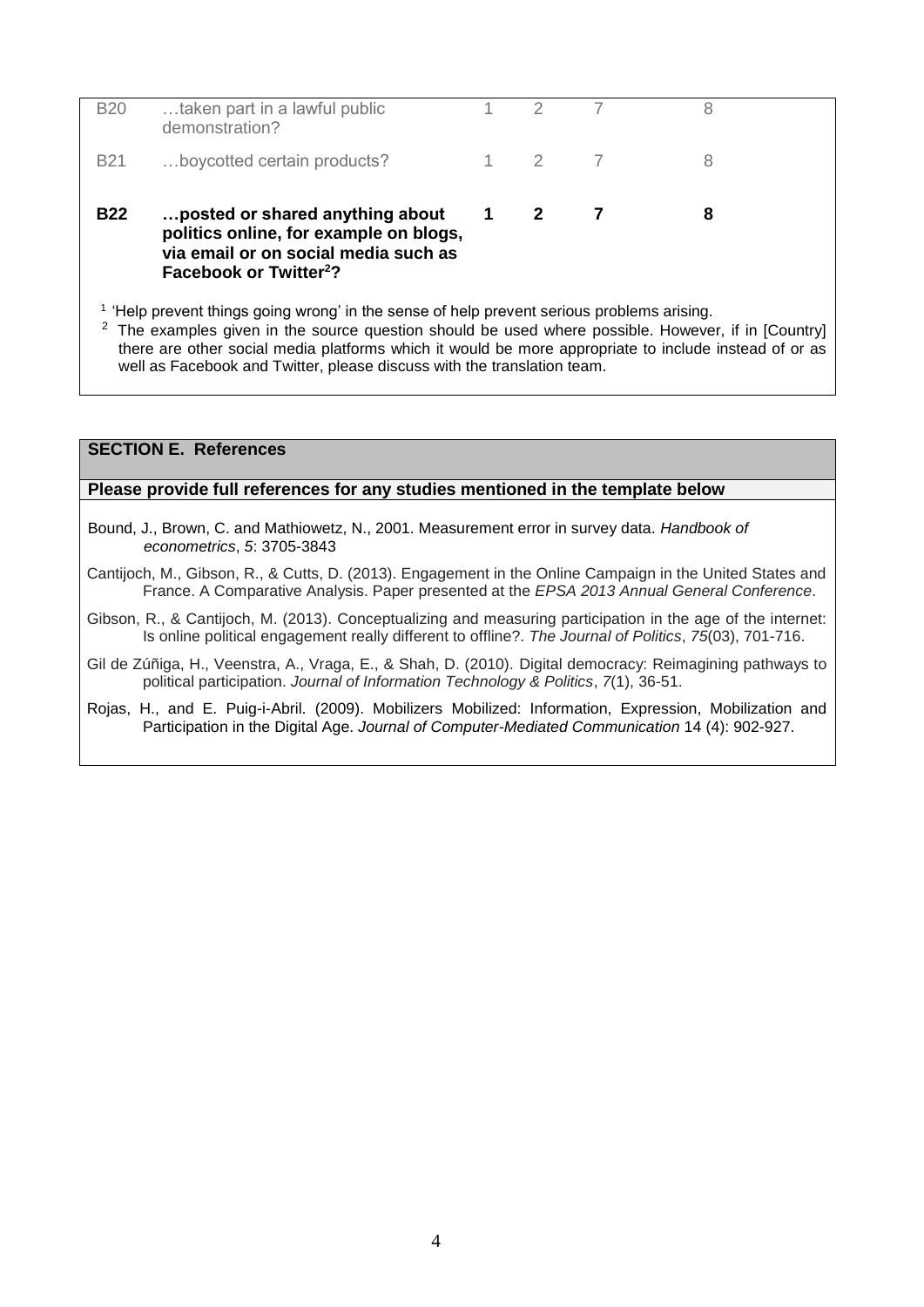| | | | | | |
|---|---|---|---|---|---|
| B20 | …taken part in a lawful public demonstration? | 1 | 2 | 7 | 8 |
| B21 | …boycotted certain products? | 1 | 2 | 7 | 8 |
| **B22** | **…posted or shared anything about politics online, for example on blogs, via email or on social media such as Facebook or Twitter[2]?** | **1** | **2** | **7** | **8** |

[1] 'Help prevent things going wrong' in the sense of help prevent serious problems arising.

[2] The examples given in the source question should be used where possible. However, if in [Country] there are other social media platforms which it would be more appropriate to include instead of or as well as Facebook and Twitter, please discuss with the translation team.

## SECTION E. References

**Please provide full references for any studies mentioned in the template below**

Bound, J., Brown, C. and Mathiowetz, N., 2001. Measurement error in survey data. *Handbook of econometrics*, *5*: 3705-3843

Cantijoch, M., Gibson, R., & Cutts, D. (2013). Engagement in the Online Campaign in the United States and France. A Comparative Analysis. Paper presented at the *EPSA 2013 Annual General Conference*.

Gibson, R., & Cantijoch, M. (2013). Conceptualizing and measuring participation in the age of the internet: Is online political engagement really different to offline?. *The Journal of Politics*, *75*(03), 701-716.

Gil de Zúñiga, H., Veenstra, A., Vraga, E., & Shah, D. (2010). Digital democracy: Reimagining pathways to political participation. *Journal of Information Technology & Politics*, *7*(1), 36-51.

Rojas, H., and E. Puig-i-Abril. (2009). Mobilizers Mobilized: Information, Expression, Mobilization and Participation in the Digital Age. *Journal of Computer-Mediated Communication* 14 (4): 902-927.